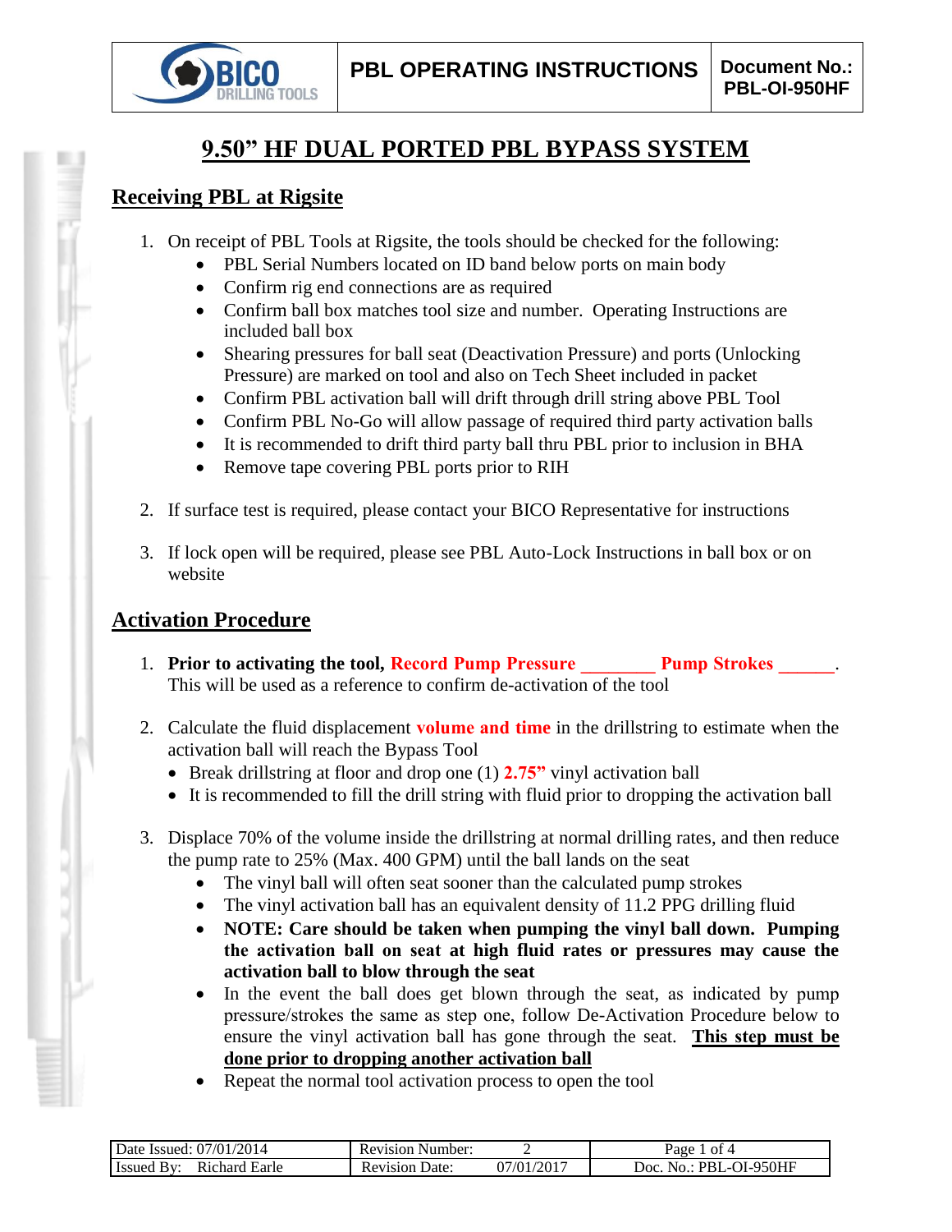# 9.50" HF DUAL PORTED PBL BYPASS SYSTEM

## Receiving PBL at Rigsite

1. On receipt of PBL Tools at Rigsite, the tools should be checked for the following:
   - PBL Serial Numbers located on ID band below ports on main body
   - Confirm rig end connections are as required
   - Confirm ball box matches tool size and number. Operating Instructions are included ball box
   - Shearing pressures for ball seat (Deactivation Pressure) and ports (Unlocking Pressure) are marked on tool and also on Tech Sheet included in packet
   - Confirm PBL activation ball will drift through drill string above PBL Tool
   - Confirm PBL No-Go will allow passage of required third party activation balls
   - It is recommended to drift third party ball thru PBL prior to inclusion in BHA
   - Remove tape covering PBL ports prior to RIH

2. If surface test is required, please contact your BICO Representative for instructions

3. If lock open will be required, please see PBL Auto-Lock Instructions in ball box or on website

## Activation Procedure

1. **Prior to activating the tool, Record Pump Pressure ________ Pump Strokes ______.** This will be used as a reference to confirm de-activation of the tool

2. Calculate the fluid displacement **volume and time** in the drillstring to estimate when the activation ball will reach the Bypass Tool
   - Break drillstring at floor and drop one (1) **2.75"** vinyl activation ball
   - It is recommended to fill the drill string with fluid prior to dropping the activation ball

3. Displace 70% of the volume inside the drillstring at normal drilling rates, and then reduce the pump rate to 25% (Max. 400 GPM) until the ball lands on the seat
   - The vinyl ball will often seat sooner than the calculated pump strokes
   - The vinyl activation ball has an equivalent density of 11.2 PPG drilling fluid
   - **NOTE: Care should be taken when pumping the vinyl ball down. Pumping the activation ball on seat at high fluid rates or pressures may cause the activation ball to blow through the seat**
   - In the event the ball does get blown through the seat, as indicated by pump pressure/strokes the same as step one, follow De-Activation Procedure below to ensure the vinyl activation ball has gone through the seat. **This step must be done prior to dropping another activation ball**
   - Repeat the normal tool activation process to open the tool

| Date Issued: 07/01/2014 | Revision Number: 2 | |
|---|---|---|
| Issued By: Richard Earle | Revision Date: 07/01/2017 | Doc. No.: PBL-OI-950HF |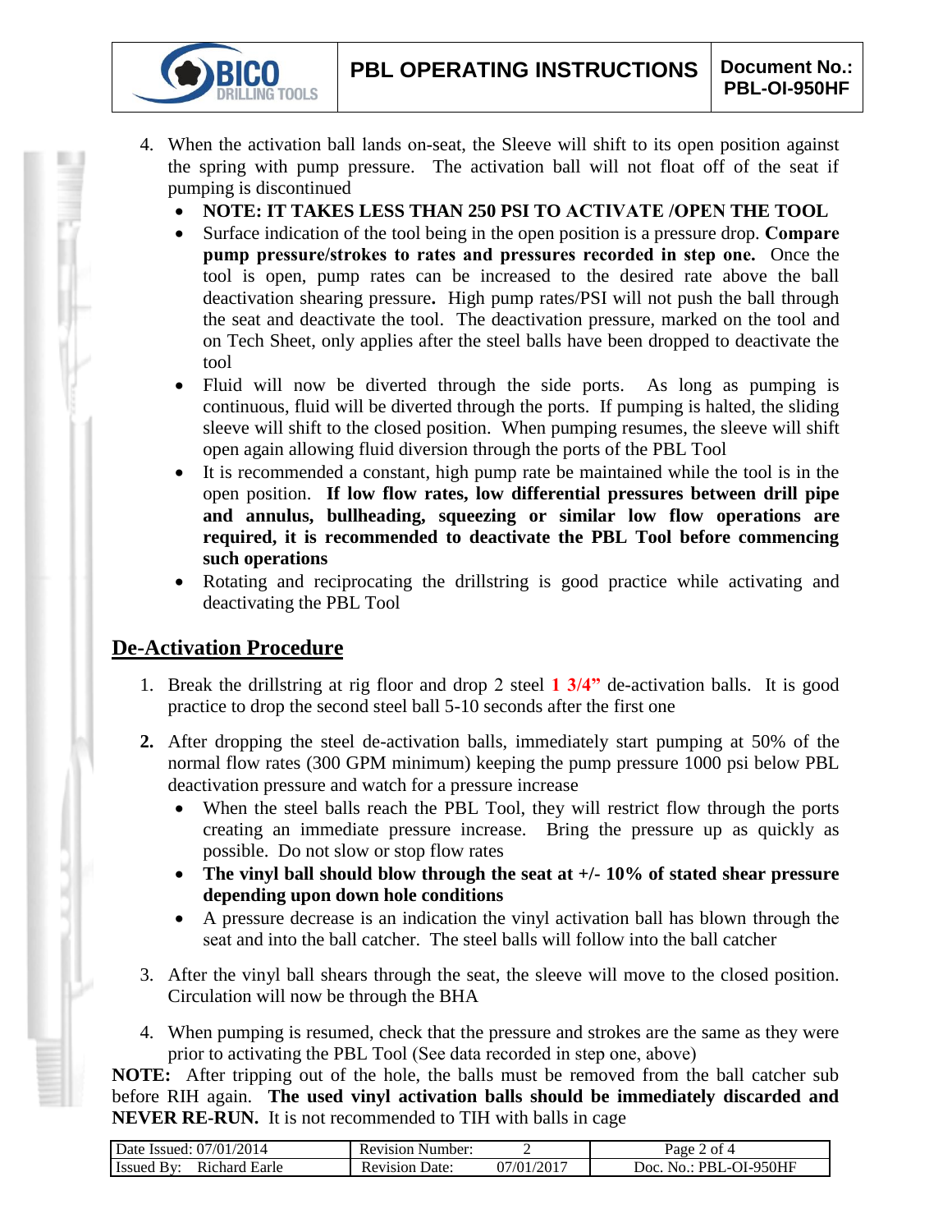4. When the activation ball lands on-seat, the Sleeve will shift to its open position against the spring with pump pressure. The activation ball will not float off of the seat if pumping is discontinued
   - **NOTE: IT TAKES LESS THAN 250 PSI TO ACTIVATE /OPEN THE TOOL**
   - Surface indication of the tool being in the open position is a pressure drop. **Compare pump pressure/strokes to rates and pressures recorded in step one.** Once the tool is open, pump rates can be increased to the desired rate above the ball deactivation shearing pressure**.** High pump rates/PSI will not push the ball through the seat and deactivate the tool. The deactivation pressure, marked on the tool and on Tech Sheet, only applies after the steel balls have been dropped to deactivate the tool
   - Fluid will now be diverted through the side ports. As long as pumping is continuous, fluid will be diverted through the ports. If pumping is halted, the sliding sleeve will shift to the closed position. When pumping resumes, the sleeve will shift open again allowing fluid diversion through the ports of the PBL Tool
   - It is recommended a constant, high pump rate be maintained while the tool is in the open position. **If low flow rates, low differential pressures between drill pipe and annulus, bullheading, squeezing or similar low flow operations are required, it is recommended to deactivate the PBL Tool before commencing such operations**
   - Rotating and reciprocating the drillstring is good practice while activating and deactivating the PBL Tool

## De-Activation Procedure

1. Break the drillstring at rig floor and drop 2 steel **1 3/4"** de-activation balls. It is good practice to drop the second steel ball 5-10 seconds after the first one
2. After dropping the steel de-activation balls, immediately start pumping at 50% of the normal flow rates (300 GPM minimum) keeping the pump pressure 1000 psi below PBL deactivation pressure and watch for a pressure increase
   - When the steel balls reach the PBL Tool, they will restrict flow through the ports creating an immediate pressure increase. Bring the pressure up as quickly as possible. Do not slow or stop flow rates
   - **The vinyl ball should blow through the seat at +/- 10% of stated shear pressure depending upon down hole conditions**
   - A pressure decrease is an indication the vinyl activation ball has blown through the seat and into the ball catcher. The steel balls will follow into the ball catcher
3. After the vinyl ball shears through the seat, the sleeve will move to the closed position. Circulation will now be through the BHA
4. When pumping is resumed, check that the pressure and strokes are the same as they were prior to activating the PBL Tool (See data recorded in step one, above)

**NOTE:** After tripping out of the hole, the balls must be removed from the ball catcher sub before RIH again. **The used vinyl activation balls should be immediately discarded and NEVER RE-RUN.** It is not recommended to TIH with balls in cage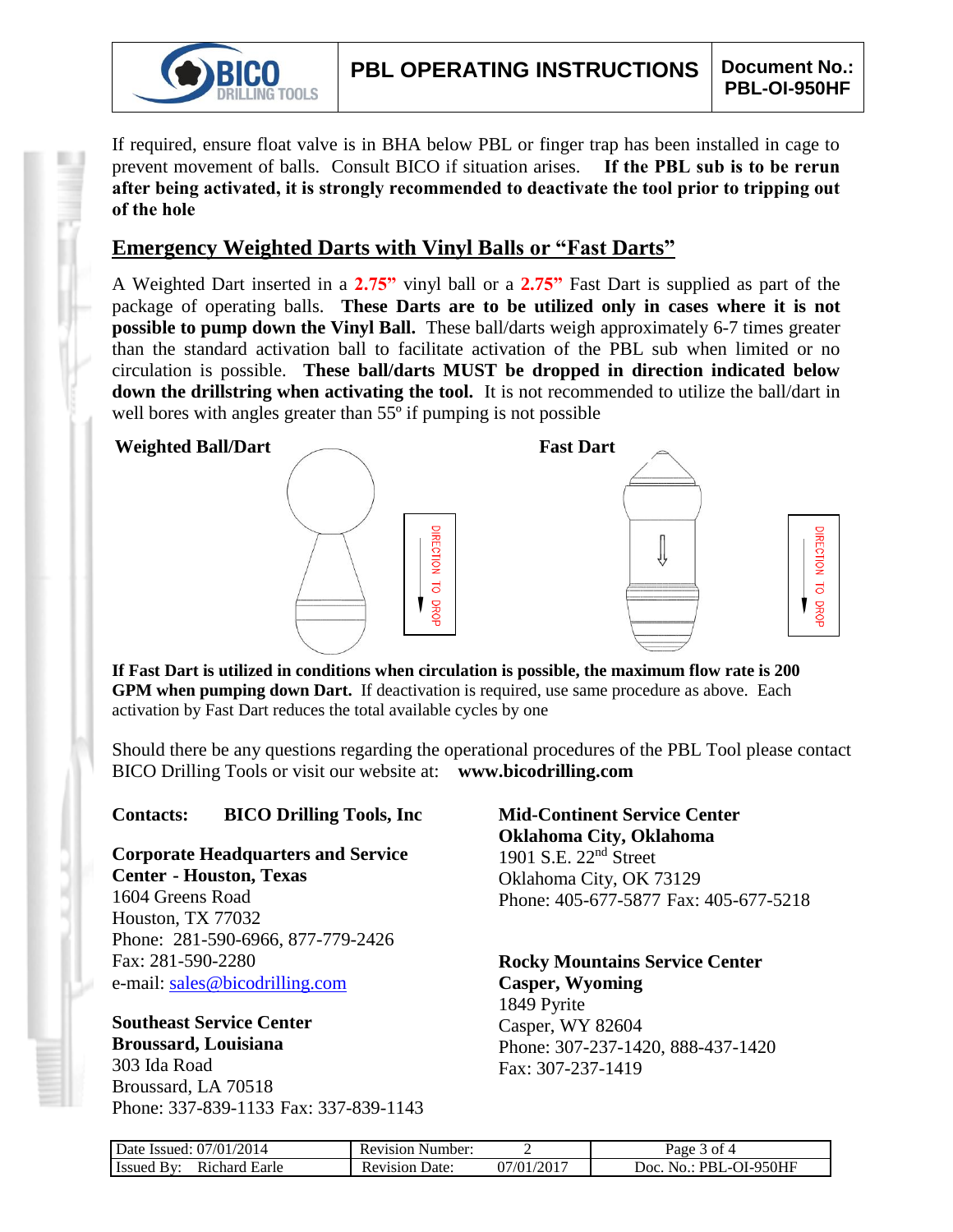If required, ensure float valve is in BHA below PBL or finger trap has been installed in cage to prevent movement of balls. Consult BICO if situation arises. **If the PBL sub is to be rerun after being activated, it is strongly recommended to deactivate the tool prior to tripping out of the hole**

## Emergency Weighted Darts with Vinyl Balls or "Fast Darts"

A Weighted Dart inserted in a **2.75"** vinyl ball or a **2.75"** Fast Dart is supplied as part of the package of operating balls. **These Darts are to be utilized only in cases where it is not possible to pump down the Vinyl Ball.** These ball/darts weigh approximately 6-7 times greater than the standard activation ball to facilitate activation of the PBL sub when limited or no circulation is possible. **These ball/darts MUST be dropped in direction indicated below down the drillstring when activating the tool.** It is not recommended to utilize the ball/dart in well bores with angles greater than 55º if pumping is not possible

**Weighted Ball/Dart**

DIRECTION TO DROP

**Fast Dart**

DIRECTION TO DROP

**If Fast Dart is utilized in conditions when circulation is possible, the maximum flow rate is 200 GPM when pumping down Dart.** If deactivation is required, use same procedure as above. Each activation by Fast Dart reduces the total available cycles by one

Should there be any questions regarding the operational procedures of the PBL Tool please contact BICO Drilling Tools or visit our website at: **www.bicodrilling.com**

**Contacts: BICO Drilling Tools, Inc**

**Corporate Headquarters and Service Center - Houston, Texas**
1604 Greens Road
Houston, TX 77032
Phone: 281-590-6966, 877-779-2426
Fax: 281-590-2280
e-mail: sales@bicodrilling.com

**Southeast Service Center**
**Broussard, Louisiana**
303 Ida Road
Broussard, LA 70518
Phone: 337-839-1133 Fax: 337-839-1143

**Mid-Continent Service Center**
**Oklahoma City, Oklahoma**
1901 S.E. 22nd Street
Oklahoma City, OK 73129
Phone: 405-677-5877 Fax: 405-677-5218

**Rocky Mountains Service Center**
**Casper, Wyoming**
1849 Pyrite
Casper, WY 82604
Phone: 307-237-1420, 888-437-1420
Fax: 307-237-1419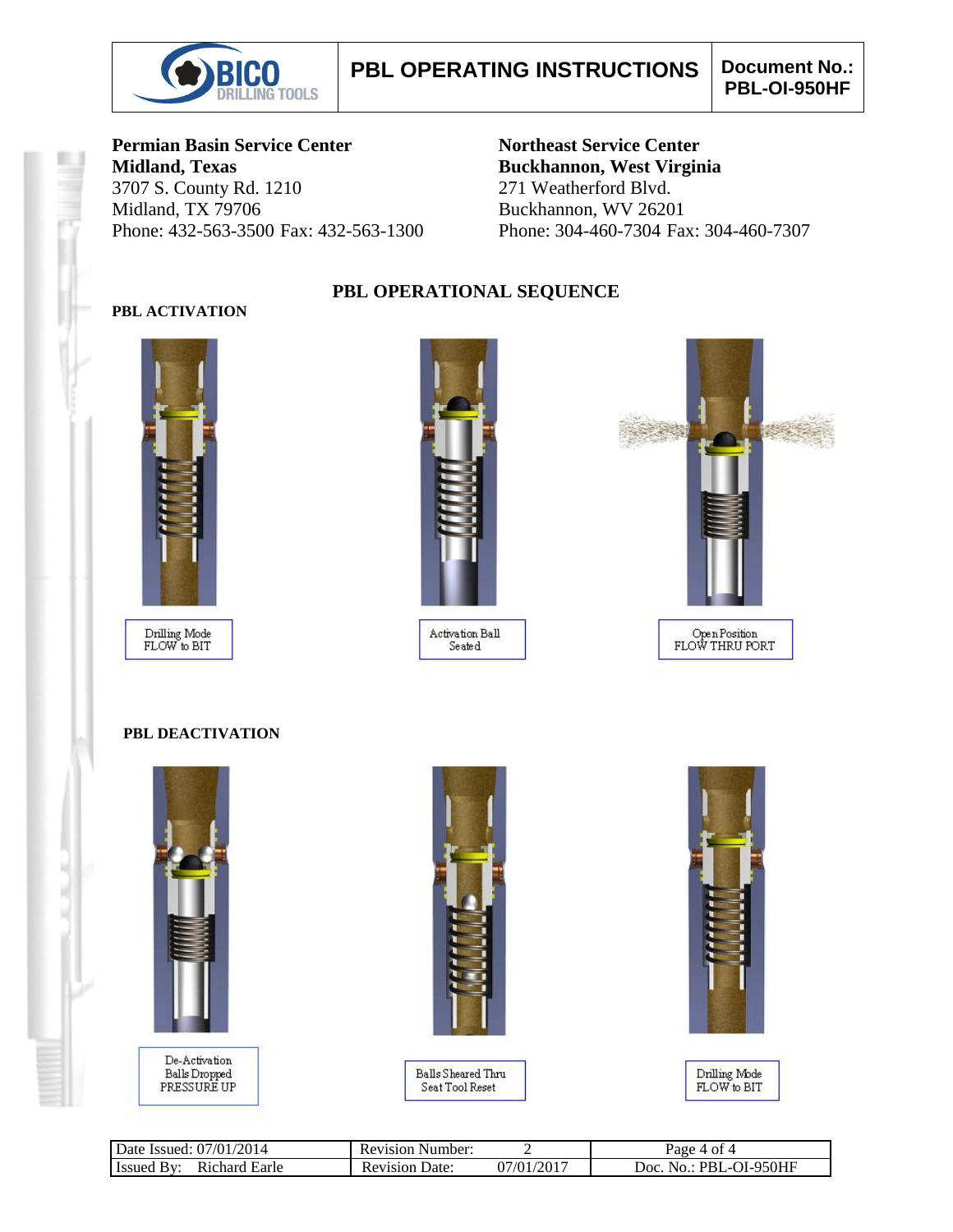**Permian Basin Service Center**
**Midland, Texas**
3707 S. County Rd. 1210
Midland, TX 79706
Phone: 432-563-3500 Fax: 432-563-1300

**Northeast Service Center**
**Buckhannon, West Virginia**
271 Weatherford Blvd.
Buckhannon, WV 26201
Phone: 304-460-7304 Fax: 304-460-7307

## PBL OPERATIONAL SEQUENCE

### PBL ACTIVATION

Drilling Mode
FLOW to BIT

Activation Ball
Seated

Open Position
FLOW THRU PORT

### PBL DEACTIVATION

De-Activation
Balls Dropped
PRESSURE UP

Balls Sheared Thru
Seat Tool Reset

Drilling Mode
FLOW to BIT